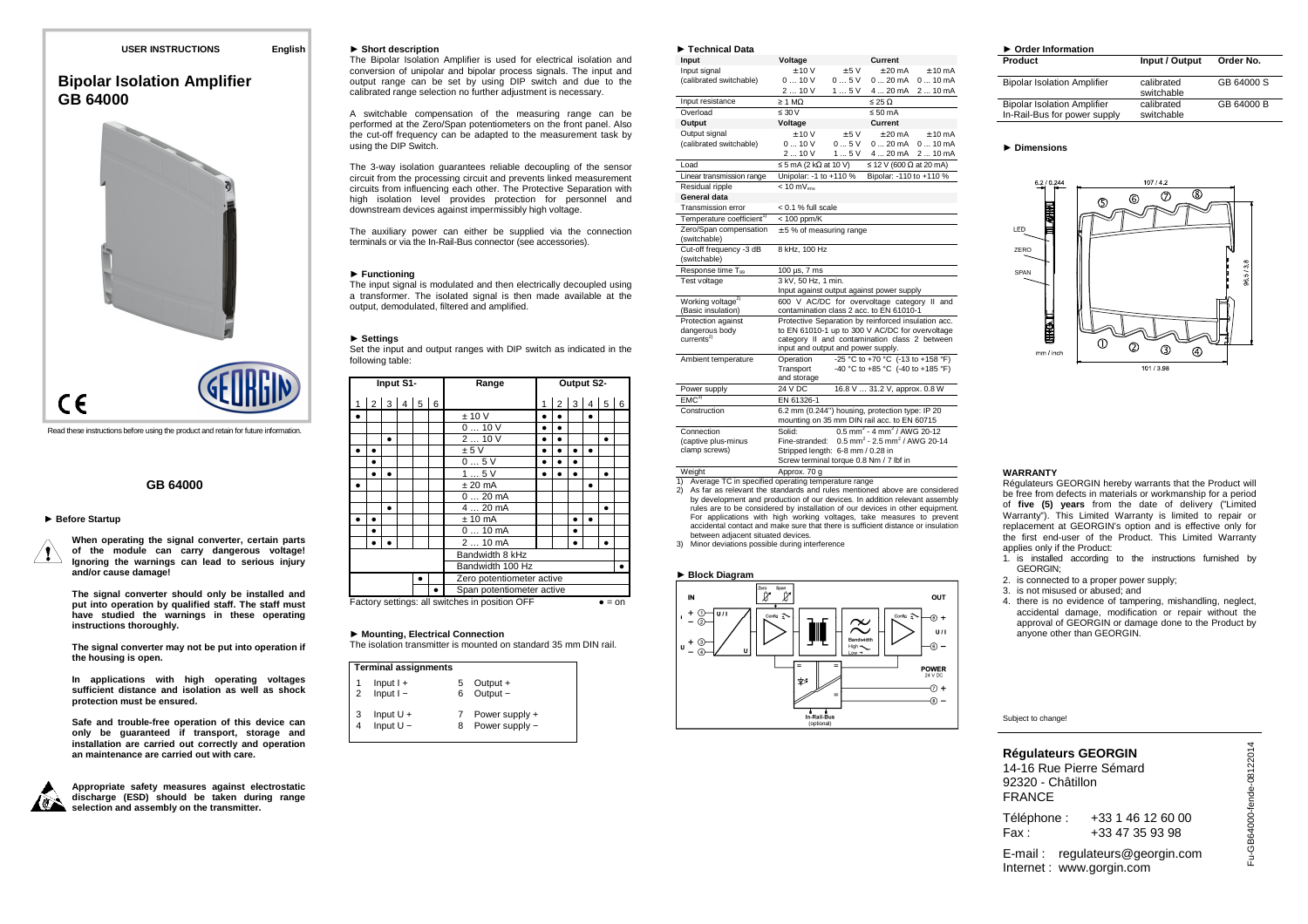USER INSTRUCTIONS English

# Bipolar Isolation Amplifier GB 64000

Read these instructions before using the product and retain for future information.

## GB 64000

### ► Before Startup

**When operating the signal converter, certain parts of the module can carry dangerous voltage! Ignoring the warnings can lead to serious injury and/or cause damage!**

**The signal converter should only be installed and put into operation by qualified staff. The staff must have studied the warnings in these operating instructions thoroughly.**

**The signal converter may not be put into operation if the housing is open.**

**In applications with high operating voltages sufficient distance and isolation as well as shock protection must be ensured.**

**Safe and trouble-free operation of this device can only be guaranteed if transport, storage and installation are carried out correctly and operation an maintenance are carried out with care.**

**Appropriate safety measures against electrostatic discharge (ESD) should be taken during range selection and assembly on the transmitter.**

### ► Short description

The Bipolar Isolation Amplifier is used for electrical isolation and conversion of unipolar and bipolar process signals. The input and output range can be set by using DIP switch and due to the calibrated range selection no further adjustment is necessary.

A switchable compensation of the measuring range can be performed at the Zero/Span potentiometers on the front panel. Also the cut-off frequency can be adapted to the measurement task by using the DIP Switch.

The 3-way isolation guarantees reliable decoupling of the sensor circuit from the processing circuit and prevents linked measurement circuits from influencing each other. The Protective Separation with high isolation level provides protection for personnel and downstream devices against impermissibly high voltage.

The auxiliary power can either be supplied via the connection terminals or via the In-Rail-Bus connector (see accessories).

### ► Functioning

The input signal is modulated and then electrically decoupled using a transformer. The isolated signal is then made available at the output, demodulated, filtered and amplified.

### ► Settings

Set the input and output ranges with DIP switch as indicated in the following table:

| Input S1- | | | | | | Range | Output S2- | | | | | |
|---|---|---|---|---|---|---|---|---|---|---|---|---|
| 1 | 2 | 3 | 4 | 5 | 6 | | 1 | 2 | 3 | 4 | 5 | 6 |
| ● | | | | | | ± 10 V | ● | ● | | ● | | |
| | | | | | | 0 … 10 V | ● | ● | | | | |
| | | ● | | | | 2 … 10 V | ● | ● | | | ● | |
| ● | ● | | | | | ± 5 V | ● | ● | ● | ● | | |
| | ● | | | | | 0 … 5 V | ● | ● | ● | | | |
| | ● | ● | | | | 1 … 5 V | ● | ● | ● | | ● | |
| ● | | | | | | ± 20 mA | | | | ● | | |
| | | | | | | 0 … 20 mA | | | | | | |
| | | ● | | | | 4 … 20 mA | | | | | ● | |
| ● | ● | | | | | ± 10 mA | | | ● | ● | | |
| | ● | | | | | 0 … 10 mA | | | ● | | | |
| | ● | ● | | | | 2 … 10 mA | | | ● | | ● | |
| | | | | | | Bandwidth 8 kHz | | | | | | |
| | | | | | | Bandwidth 100 Hz | | | | | | ● |
| | | | | ● | | Zero potentiometer active | | | | | | |
| | | | | | ● | Span potentiometer active | | | | | | |

Factory settings: all switches in position OFF ● = on

### ► Mounting, Electrical Connection

The isolation transmitter is mounted on standard 35 mm DIN rail.

| Terminal assignments | | | |
|---|---|---|---|
| 1 | Input I + | 5 | Output + |
| 2 | Input I − | 6 | Output − |
| 3 | Input U + | 7 | Power supply + |
| 4 | Input U − | 8 | Power supply − |

### ► Technical Data

| Input | Voltage | | Current | |
|---|---|---|---|---|
| Input signal (calibrated switchable) | ±10 V | ±5 V | ±20 mA | ±10 mA |
| | 0 … 10 V | 0 … 5 V | 0 … 20 mA | 0 … 10 mA |
| | 2 … 10 V | 1 … 5 V | 4 … 20 mA | 2 … 10 mA |
| Input resistance | ≥ 1 MΩ | | ≤ 25 Ω | |
| Overload | ≤ 30 V | | ≤ 50 mA | |
| **Output** | **Voltage** | | **Current** | |
| Output signal (calibrated switchable) | ±10 V | ±5 V | ±20 mA | ±10 mA |
| | 0 … 10 V | 0 … 5 V | 0 … 20 mA | 0 … 10 mA |
| | 2 … 10 V | 1 … 5 V | 4 … 20 mA | 2 … 10 mA |
| Load | ≤ 5 mA (2 kΩ at 10 V) | | ≤ 12 V (600 Ω at 20 mA) | |
| Linear transmission range | Unipolar: -1 to +110 % | | Bipolar: -110 to +110 % | |
| Residual ripple | < 10 $mV_{rms}$ | | | |
| **General data** | | | | |
| Transmission error | < 0.1 % full scale | | | |
| Temperature coefficient[1] | < 100 ppm/K | | | |
| Zero/Span compensation (switchable) | ±5 % of measuring range | | | |
| Cut-off frequency -3 dB (switchable) | 8 kHz, 100 Hz | | | |
| Response time $T_{99}$ | 100 µs, 7 ms | | | |
| Test voltage | 3 kV, 50 Hz, 1 min. Input against output against power supply | | | |
| Working voltage[2] (Basic insulation) | 600 V AC/DC for overvoltage category II and contamination class 2 acc. to EN 61010-1 | | | |
| Protection against dangerous body currents[2] | Protective Separation by reinforced insulation acc. to EN 61010-1 up to 300 V AC/DC for overvoltage category II and contamination class 2 between input and output and power supply. | | | |
| Ambient temperature | Operation: -25 °C to +70 °C (-13 to +158 °F); Transport and storage: -40 °C to +85 °C (-40 to +185 °F) | | | |
| Power supply | 24 V DC | 16.8 V … 31.2 V, approx. 0.8 W | | |
| EMC[3] | EN 61326-1 | | | |
| Construction | 6.2 mm (0.244") housing, protection type: IP 20 mounting on 35 mm DIN rail acc. to EN 60715 | | | |
| Connection (captive plus-minus clamp screws) | Solid: 0.5 mm² - 4 mm² / AWG 20-12; Fine-stranded: 0.5 mm² - 2.5 mm² / AWG 20-14; Stripped length: 6-8 mm / 0.28 in; Screw terminal torque 0.8 Nm / 7 lbf in | | | |
| Weight | Approx. 70 g | | | |

1) Average TC in specified operating temperature range
2) As far as relevant the standards and rules mentioned above are considered by development and production of our devices. In addition relevant assembly rules are to be considered by installation of our devices in other equipment. For applications with high working voltages, take measures to prevent accidental contact and make sure that there is sufficient distance or insulation between adjacent situated devices.
3) Minor deviations possible during interference

### ► Block Diagram

### ► Order Information

| Product | Input / Output | Order No. |
|---|---|---|
| Bipolar Isolation Amplifier | calibrated switchable | GB 64000 S |
| Bipolar Isolation Amplifier In-Rail-Bus for power supply | calibrated switchable | GB 64000 B |

### ► Dimensions

### WARRANTY

Régulateurs GEORGIN hereby warrants that the Product will be free from defects in materials or workmanship for a period of **five (5) years** from the date of delivery ("Limited Warranty"). This Limited Warranty is limited to repair or replacement at GEORGIN's option and is effective only for the first end-user of the Product. This Limited Warranty applies only if the Product:

1. is installed according to the instructions furnished by GEORGIN;
2. is connected to a proper power supply;
3. is not misused or abused; and
4. there is no evidence of tampering, mishandling, neglect, accidental damage, modification or repair without the approval of GEORGIN or damage done to the Product by anyone other than GEORGIN.

Subject to change!

**Régulateurs GEORGIN**
14-16 Rue Pierre Sémard
92320 - Châtillon
FRANCE

Téléphone : +33 1 46 12 60 00
Fax : +33 47 35 93 98

E-mail : regulateurs@georgin.com
Internet : www.gorgin.com

Fu-GB64000-fende-08122014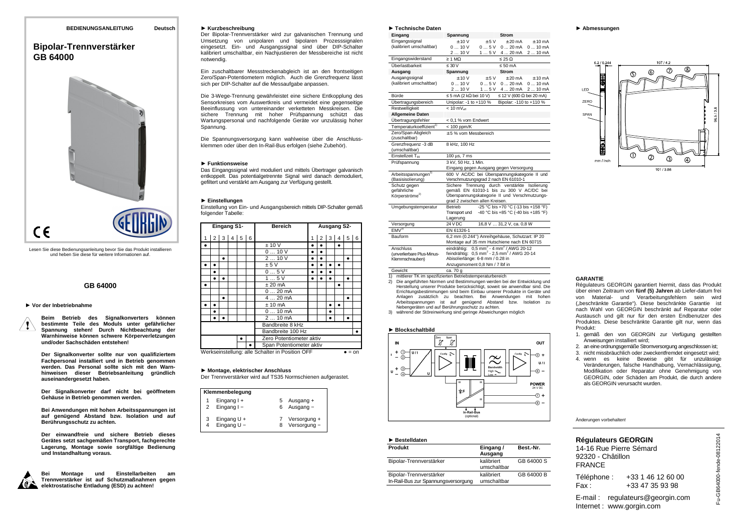BEDIENUNGSANLEITUNG Deutsch

# Bipolar-Trennverstärker GB 64000

Lesen Sie diese Bedienungsanleitung bevor Sie das Produkt installieren und heben Sie diese für weitere Informationen auf.

## GB 64000

### ► Vor der Inbetriebnahme

**Beim Betrieb des Signalkonverters können bestimmte Teile des Moduls unter gefährlicher Spannung stehen! Durch Nichtbeachtung der Warnhinweise können schwere Körperverletzungen und/oder Sachschäden entstehen!**

**Der Signalkonverter sollte nur von qualifiziertem Fachpersonal installiert und in Betrieb genommen werden. Das Personal sollte sich mit den Warnhinweisen dieser Betriebsanleitung gründlich auseinandergesetzt haben.**

**Der Signalkonverter darf nicht bei geöffnetem Gehäuse in Betrieb genommen werden.**

**Bei Anwendungen mit hohen Arbeitsspannungen ist auf genügend Abstand bzw. Isolation und auf Berührungsschutz zu achten.**

**Der einwandfreie und sichere Betrieb dieses Gerätes setzt sachgemäßen Transport, fachgerechte Lagerung, Montage sowie sorgfältige Bedienung und Instandhaltung voraus.**

**Bei Montage und Einstellarbeiten am Trennverstärker ist auf Schutzmaßnahmen gegen elektrostatische Entladung (ESD) zu achten!**

### ► Kurzbeschreibung

Der Bipolar-Trennverstärker wird zur galvanischen Trennung und Umsetzung von unipolaren und bipolaren Prozesssignalen eingesetzt. Ein- und Ausgangssignal sind über DIP-Schalter kalibriert umschaltbar, ein Nachjustieren der Messbereiche ist nicht notwendig.

Ein zuschaltbarer Messstreckenabgleich ist an den frontseitigen Zero/Span-Potentiometern möglich. Auch die Grenzfrequenz lässt sich per DIP-Schalter auf die Messaufgabe anpassen.

Die 3-Wege-Trennung gewährleistet eine sichere Entkopplung des Sensorkreises vom Auswertkreis und vermeidet eine gegenseitige Beeinflussung von untereinander verketteten Messkreisen. Die sichere Trennung mit hoher Prüfspannung schützt das Wartungspersonal und nachfolgende Geräte vor unzulässig hoher Spannung.

Die Spannungsversorgung kann wahlweise über die Anschlussklemmen oder über den In-Rail-Bus erfolgen (siehe Zubehör).

### ► Funktionsweise

Das Eingangssignal wird moduliert und mittels Übertrager galvanisch entkoppelt. Das potentialgetrennte Signal wird danach demoduliert, gefiltert und verstärkt am Ausgang zur Verfügung gestellt.

### ► Einstellungen

Einstellung von Ein- und Ausgangsbereich mittels DIP-Schalter gemäß folgender Tabelle:

| Eingang S1- | | | | | | Bereich | Ausgang S2- | | | | | |
|---|---|---|---|---|---|---|---|---|---|---|---|---|
| 1 | 2 | 3 | 4 | 5 | 6 | | 1 | 2 | 3 | 4 | 5 | 6 |
| ● | | | | | | ± 10 V | ● | ● | | ● | | |
| | | | | | | 0 … 10 V | ● | ● | | | | |
| | | ● | | | | 2 … 10 V | ● | ● | | | ● | |
| ● | ● | | | | | ± 5 V | ● | ● | ● | ● | | |
| | ● | | | | | 0 … 5 V | ● | ● | ● | | | |
| | ● | ● | | | | 1 … 5 V | ● | ● | ● | | ● | |
| ● | | | | | | ± 20 mA | | | | ● | | |
| | | | | | | 0 … 20 mA | | | | | | |
| | | ● | | | | 4 … 20 mA | | | | | ● | |
| ● | ● | | | | | ± 10 mA | | | ● | ● | | |
| | ● | | | | | 0 … 10 mA | | | ● | | | |
| | ● | ● | | | | 2 … 10 mA | | | ● | | ● | |
| | | | | | | Bandbreite 8 kHz | | | | | | |
| | | | | | | Bandbreite 100 Hz | | | | | | ● |
| | | | | ● | | Zero Potentiometer aktiv | | | | | | |
| | | | | | ● | Span Potentiometer aktiv | | | | | | |

Werkseinstellung: alle Schalter in Position OFF ● = on

### ► Montage, elektrischer Anschluss

Der Trennverstärker wird auf TS35 Normschienen aufgerastet.

| Klemmenbelegung | | | |
|---|---|---|---|
| 1 | Eingang I + | 5 | Ausgang + |
| 2 | Eingang I − | 6 | Ausgang − |
| 3 | Eingang U + | 7 | Versorgung + |
| 4 | Eingang U − | 8 | Versorgung − |

### ► Technische Daten

| Eingang | Spannung | | Strom | |
|---|---|---|---|---|
| Eingangssignal (kalibriert umschaltbar) | ±10 V<br>0 … 10 V<br>2 … 10 V | ±5 V<br>0 … 5 V<br>1 … 5 V | ±20 mA<br>0 … 20 mA<br>4 … 20 mA | ±10 mA<br>0 … 10 mA<br>2 … 10 mA |
| Eingangswiderstand | ≥ 1 MΩ | | ≤ 25 Ω | |
| Überlastbarkeit | ≤ 30 V | | ≤ 50 mA | |
| **Ausgang** | **Spannung** | | **Strom** | |
| Ausgangssignal (kalibriert umschaltbar) | ±10 V<br>0 … 10 V<br>2 … 10 V | ±5 V<br>0 … 5 V<br>1 … 5 V | ±20 mA<br>0 … 20 mA<br>4 … 20 mA | ±10 mA<br>0 … 10 mA<br>2 … 10 mA |
| Bürde | ≤ 5 mA (2 kΩ bei 10 V) | | ≤ 12 V (600 Ω bei 20 mA) | |
| Übertragungsbereich | Unipolar: -1 to +110 % | | Bipolar: -110 to +110 % | |
| Restwelligkeit | < 10 $mV_{eff}$ | | | |
| **Allgemeine Daten** | | | | |
| Übertragungsfehler | < 0,1 % vom Endwert | | | |
| Temperaturkoeffizient[1] | < 100 ppm/K | | | |
| Zero/Span-Abgleich (zuschaltbar) | ±5 % vom Messbereich | | | |
| Grenzfrequenz -3 dB (umschaltbar) | 8 kHz, 100 Hz | | | |
| Einstellzeit $T_{99}$ | 100 µs, 7 ms | | | |
| Prüfspannung | 3 kV, 50 Hz, 1 Min.<br>Eingang gegen Ausgang gegen Versorgung | | | |
| Arbeitsspannungen[2] (Basisisolierung) | 600 V AC/DC bei Überspannungskategorie II und Verschmutzungsgrad 2 nach EN 61010-1 | | | |
| Schutz gegen gefährliche Körperströme[2] | Sichere Trennung durch verstärkte Isolierung gemäß EN 61010-1 bis zu 300 V AC/DC bei Überspannungskategorie II und Verschmutzungsgrad 2 zwischen allen Kreisen. | | | |
| Umgebungstemperatur | Betrieb -25 °C bis +70 °C (-13 bis +158 °F)<br>Transport und Lagerung -40 °C bis +85 °C (-40 bis +185 °F) | | | |
| Versorgung | 24 V DC 16,8 V … 31,2 V, ca. 0,8 W | | | |
| EMV[3] | EN 61326-1 | | | |
| Bauform | 6,2 mm (0.244") Anreihgehäuse, Schutzart: IP 20<br>Montage auf 35 mm Hutschiene nach EN 60715 | | | |
| Anschluss (unverlierbare Plus-Minus-Klemmschrauben) | eindrähtig: 0,5 mm² - 4 mm² / AWG 20-12<br>feindrähtig: 0,5 mm² - 2,5 mm² / AWG 20-14<br>Abisolierlänge: 6-8 mm / 0.28 in<br>Anzugsmoment 0,8 Nm / 7 lbf in | | | |
| Gewicht | ca. 70 g | | | |

1) mittlerer TK im spezifizierten Betriebstemperaturbereich
2) Die angeführten Normen und Bestimmungen werden bei der Entwicklung und Herstellung unserer Produkte berücksichtigt, soweit sie anwendbar sind. Die Errichtungsbestimmungen sind beim Einbau unserer Produkte in Geräte und Anlagen zusätzlich zu beachten. Bei Anwendungen mit hohen Arbeitsspannungen ist auf genügend Abstand bzw. Isolation zu Nebengeräten und auf Berührungsschutz zu achten.
3) während der Störeinwirkung sind geringe Abweichungen möglich

### ► Blockschaltbild

IN
Zero Span
Config
Bandwidth
High
Low
Config
OUT
U / I
POWER
24 V DC
In-Rail-Bus (optional)

### ► Bestelldaten

| Produkt | Eingang / Ausgang | Best.-Nr. |
|---|---|---|
| Bipolar-Trennverstärker | kalibriert umschaltbar | GB 64000 S |
| Bipolar-Trennverstärker In-Rail-Bus zur Spannungsversorgung | kalibriert umschaltbar | GB 64000 B |

### ► Abmessungen

6,2 / 0.244
107 / 4.2
LED
ZERO
SPAN
96,5 / 3.8
mm / inch
101 / 3.98

### GARANTIE

Régulateurs GEORGIN garantiert hiermit, dass das Produkt über einen Zeitraum von **fünf (5) Jahren** ab Liefer-datum frei von Material- und Verarbeitungsfehlern sein wird („beschränkte Garantie"). Diese beschränkte Garantie ist nach Wahl von GEORGIN beschränkt auf Reparatur oder Austausch und gilt nur für den ersten Endbenutzer des Produktes. Diese beschränkte Garantie gilt nur, wenn das Produkt:

1. gemäß den von GEORGIN zur Verfügung gestellten Anweisungen installiert wird;
2. an eine ordnungsgemäße Stromversorgung angeschlossen ist;
3. nicht missbräuchlich oder zweckentfremdet eingesetzt wird;
4. wenn es keine Beweise gibt für unzulässige Veränderungen, falsche Handhabung, Vernachlässigung, Modifikation oder Reparatur ohne Genehmigung von GEORGIN, oder Schäden am Produkt, die durch andere als GEORGIN verursacht wurden.

Änderungen vorbehalten!

**Régulateurs GEORGIN**
14-16 Rue Pierre Sémard
92320 - Châtillon
FRANCE

Téléphone : +33 1 46 12 60 00
Fax : +33 47 35 93 98

E-mail : regulateurs@georgin.com
Internet : www.gorgin.com

Fu-GB64000-fende-08122014